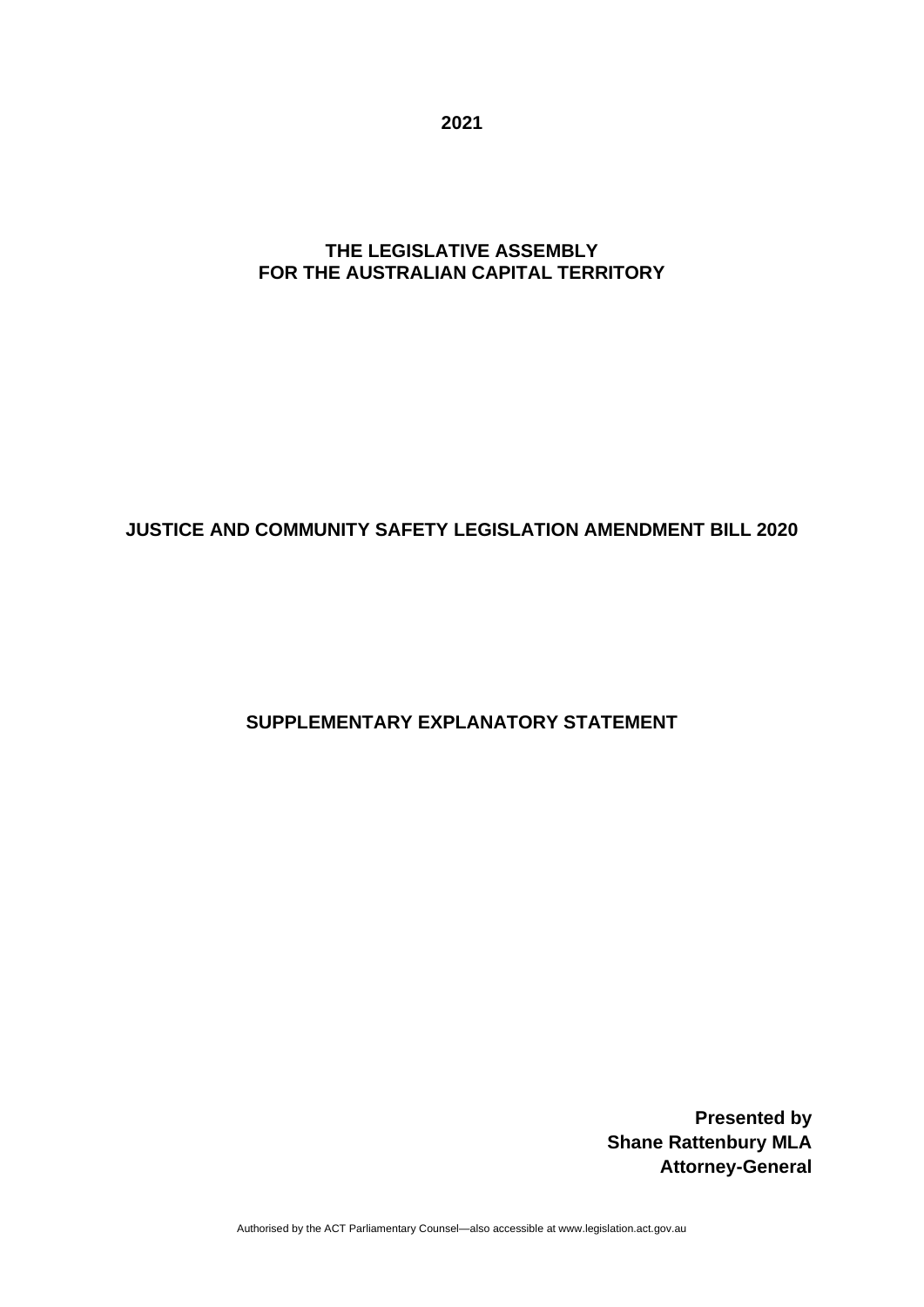**2021**

**THE LEGISLATIVE ASSEMBLY FOR THE AUSTRALIAN CAPITAL TERRITORY**

# JUSTICE AND COMMUNITY SAFETY LEGISLATION AMENDMENT BILL 2020

## SUPPLEMENTARY EXPLANATORY STATEMENT

**Presented by**
**Shane Rattenbury MLA**
**Attorney-General**

Authorised by the ACT Parliamentary Counsel—also accessible at www.legislation.act.gov.au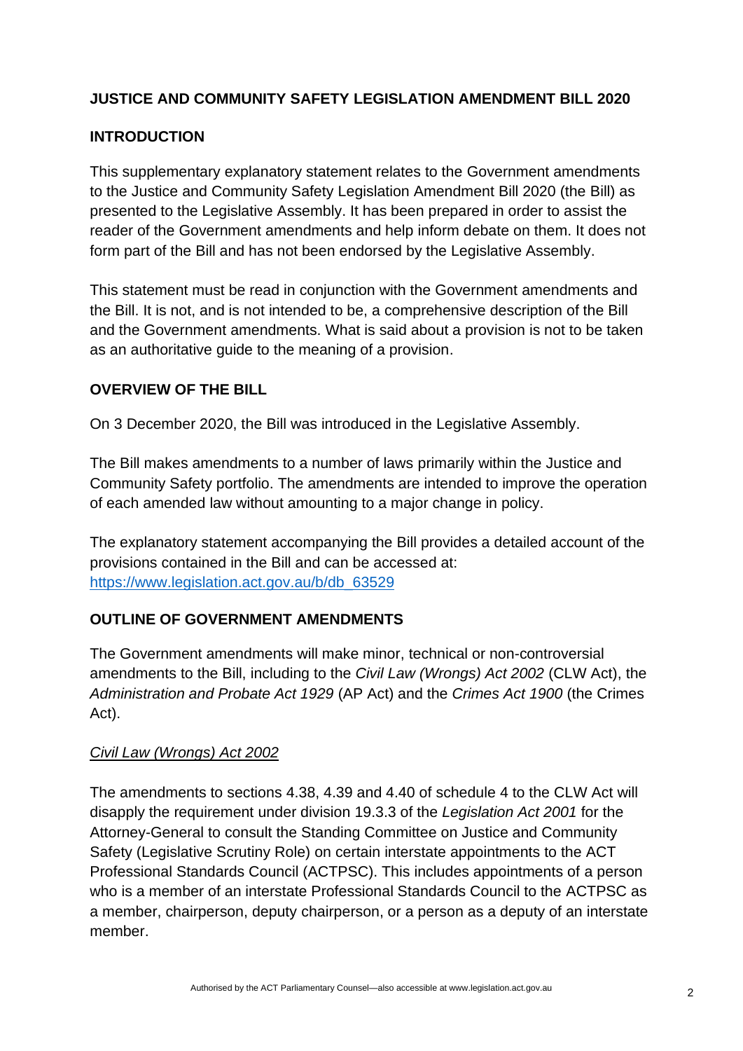## JUSTICE AND COMMUNITY SAFETY LEGISLATION AMENDMENT BILL 2020

## INTRODUCTION

This supplementary explanatory statement relates to the Government amendments to the Justice and Community Safety Legislation Amendment Bill 2020 (the Bill) as presented to the Legislative Assembly. It has been prepared in order to assist the reader of the Government amendments and help inform debate on them. It does not form part of the Bill and has not been endorsed by the Legislative Assembly.

This statement must be read in conjunction with the Government amendments and the Bill. It is not, and is not intended to be, a comprehensive description of the Bill and the Government amendments. What is said about a provision is not to be taken as an authoritative guide to the meaning of a provision.

## OVERVIEW OF THE BILL

On 3 December 2020, the Bill was introduced in the Legislative Assembly.

The Bill makes amendments to a number of laws primarily within the Justice and Community Safety portfolio. The amendments are intended to improve the operation of each amended law without amounting to a major change in policy.

The explanatory statement accompanying the Bill provides a detailed account of the provisions contained in the Bill and can be accessed at: [https://www.legislation.act.gov.au/b/db_63529](https://www.legislation.act.gov.au/b/db_63529)

## OUTLINE OF GOVERNMENT AMENDMENTS

The Government amendments will make minor, technical or non-controversial amendments to the Bill, including to the *Civil Law (Wrongs) Act 2002* (CLW Act), the *Administration and Probate Act 1929* (AP Act) and the *Crimes Act 1900* (the Crimes Act).

### *Civil Law (Wrongs) Act 2002*

The amendments to sections 4.38, 4.39 and 4.40 of schedule 4 to the CLW Act will disapply the requirement under division 19.3.3 of the *Legislation Act 2001* for the Attorney-General to consult the Standing Committee on Justice and Community Safety (Legislative Scrutiny Role) on certain interstate appointments to the ACT Professional Standards Council (ACTPSC). This includes appointments of a person who is a member of an interstate Professional Standards Council to the ACTPSC as a member, chairperson, deputy chairperson, or a person as a deputy of an interstate member.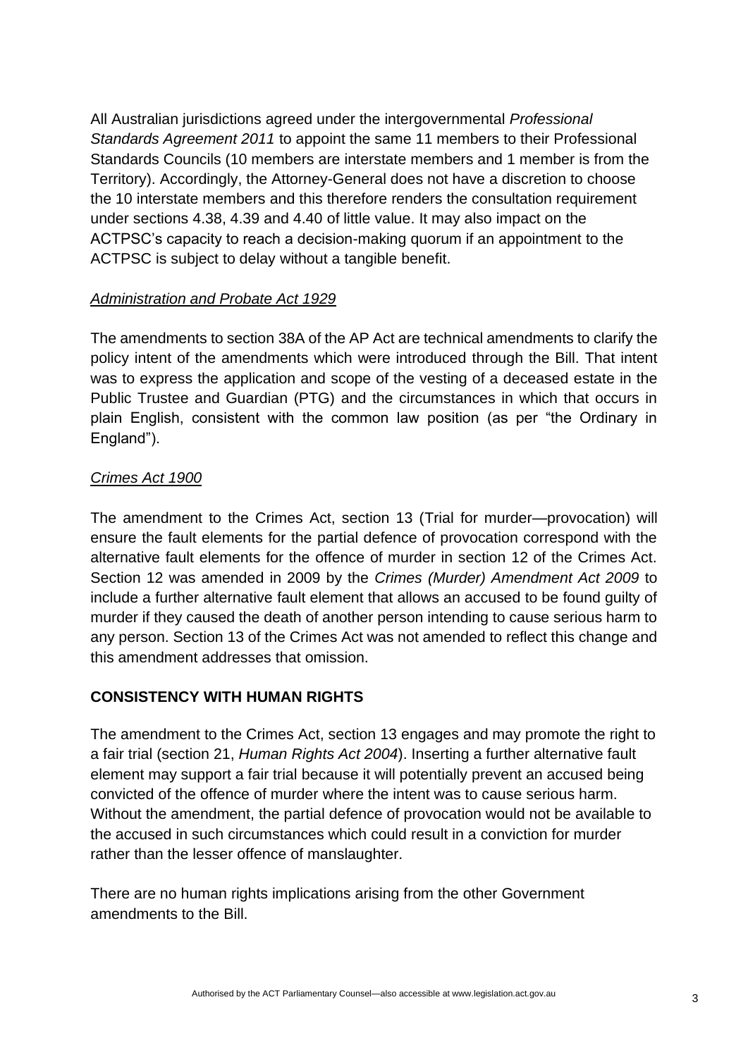All Australian jurisdictions agreed under the intergovernmental *Professional Standards Agreement 2011* to appoint the same 11 members to their Professional Standards Councils (10 members are interstate members and 1 member is from the Territory). Accordingly, the Attorney-General does not have a discretion to choose the 10 interstate members and this therefore renders the consultation requirement under sections 4.38, 4.39 and 4.40 of little value. It may also impact on the ACTPSC's capacity to reach a decision-making quorum if an appointment to the ACTPSC is subject to delay without a tangible benefit.

*Administration and Probate Act 1929*

The amendments to section 38A of the AP Act are technical amendments to clarify the policy intent of the amendments which were introduced through the Bill. That intent was to express the application and scope of the vesting of a deceased estate in the Public Trustee and Guardian (PTG) and the circumstances in which that occurs in plain English, consistent with the common law position (as per "the Ordinary in England").

*Crimes Act 1900*

The amendment to the Crimes Act, section 13 (Trial for murder—provocation) will ensure the fault elements for the partial defence of provocation correspond with the alternative fault elements for the offence of murder in section 12 of the Crimes Act. Section 12 was amended in 2009 by the *Crimes (Murder) Amendment Act 2009* to include a further alternative fault element that allows an accused to be found guilty of murder if they caused the death of another person intending to cause serious harm to any person. Section 13 of the Crimes Act was not amended to reflect this change and this amendment addresses that omission.

## CONSISTENCY WITH HUMAN RIGHTS

The amendment to the Crimes Act, section 13 engages and may promote the right to a fair trial (section 21, *Human Rights Act 2004*). Inserting a further alternative fault element may support a fair trial because it will potentially prevent an accused being convicted of the offence of murder where the intent was to cause serious harm. Without the amendment, the partial defence of provocation would not be available to the accused in such circumstances which could result in a conviction for murder rather than the lesser offence of manslaughter.

There are no human rights implications arising from the other Government amendments to the Bill.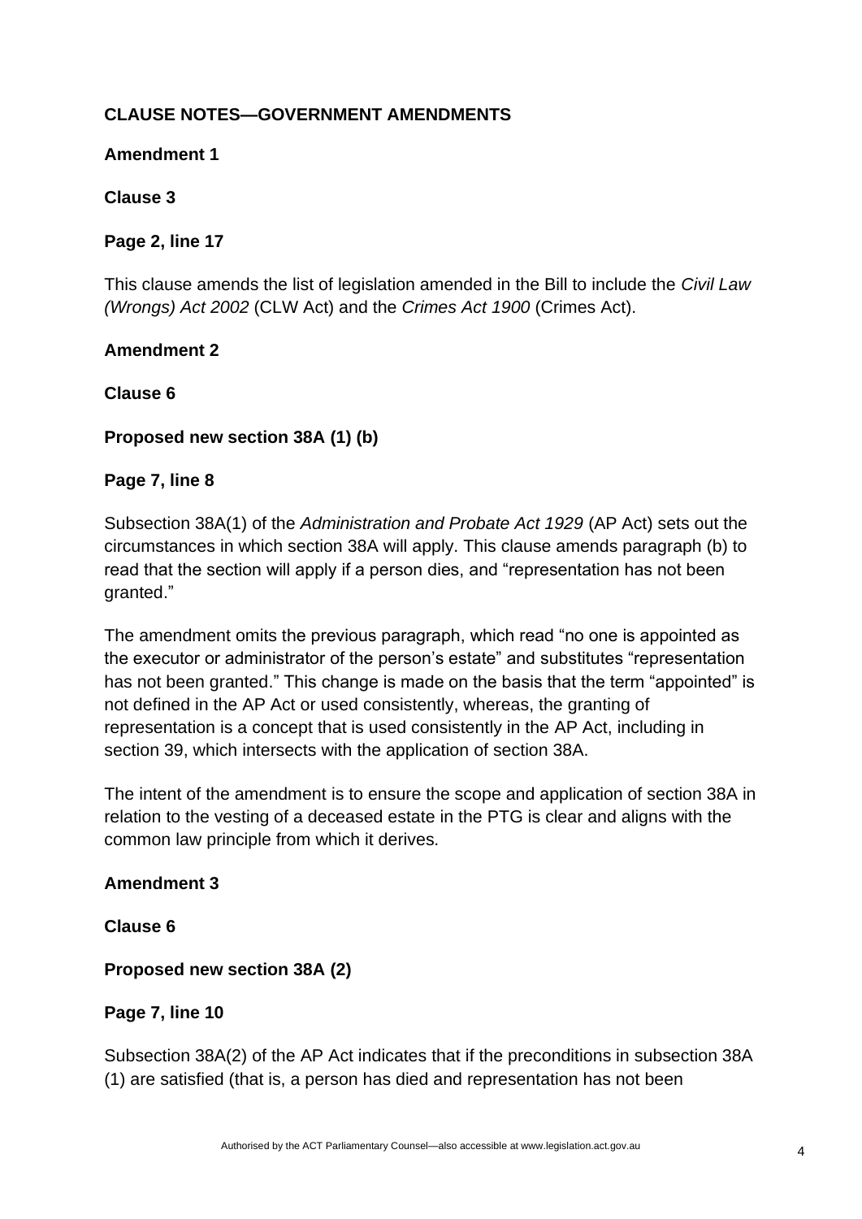**CLAUSE NOTES—GOVERNMENT AMENDMENTS**

**Amendment 1**

**Clause 3**

**Page 2, line 17**

This clause amends the list of legislation amended in the Bill to include the *Civil Law (Wrongs) Act 2002* (CLW Act) and the *Crimes Act 1900* (Crimes Act).

**Amendment 2**

**Clause 6**

**Proposed new section 38A (1) (b)**

**Page 7, line 8**

Subsection 38A(1) of the *Administration and Probate Act 1929* (AP Act) sets out the circumstances in which section 38A will apply. This clause amends paragraph (b) to read that the section will apply if a person dies, and "representation has not been granted."

The amendment omits the previous paragraph, which read "no one is appointed as the executor or administrator of the person's estate" and substitutes "representation has not been granted." This change is made on the basis that the term "appointed" is not defined in the AP Act or used consistently, whereas, the granting of representation is a concept that is used consistently in the AP Act, including in section 39, which intersects with the application of section 38A.

The intent of the amendment is to ensure the scope and application of section 38A in relation to the vesting of a deceased estate in the PTG is clear and aligns with the common law principle from which it derives.

**Amendment 3**

**Clause 6**

**Proposed new section 38A (2)**

**Page 7, line 10**

Subsection 38A(2) of the AP Act indicates that if the preconditions in subsection 38A (1) are satisfied (that is, a person has died and representation has not been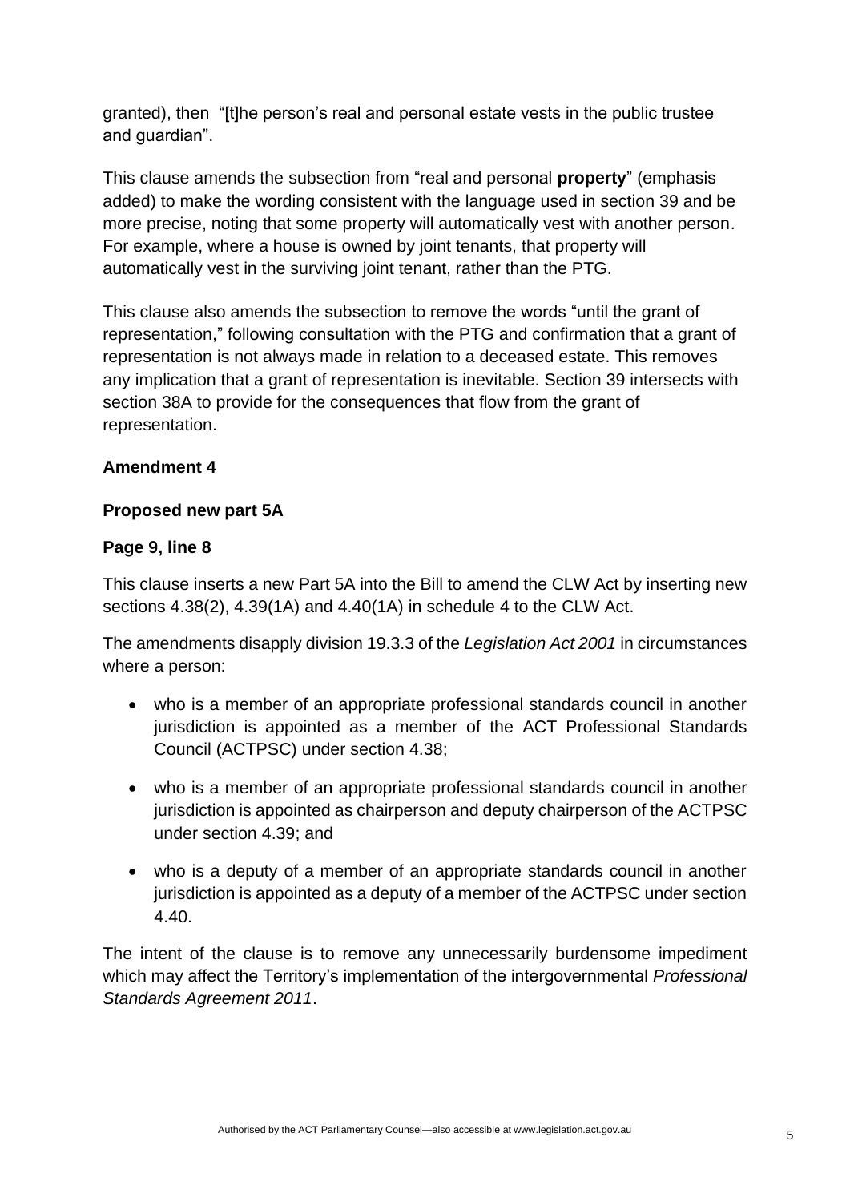granted), then "[t]he person's real and personal estate vests in the public trustee and guardian".

This clause amends the subsection from "real and personal **property**" (emphasis added) to make the wording consistent with the language used in section 39 and be more precise, noting that some property will automatically vest with another person. For example, where a house is owned by joint tenants, that property will automatically vest in the surviving joint tenant, rather than the PTG.

This clause also amends the subsection to remove the words "until the grant of representation," following consultation with the PTG and confirmation that a grant of representation is not always made in relation to a deceased estate. This removes any implication that a grant of representation is inevitable. Section 39 intersects with section 38A to provide for the consequences that flow from the grant of representation.

**Amendment 4**

**Proposed new part 5A**

**Page 9, line 8**

This clause inserts a new Part 5A into the Bill to amend the CLW Act by inserting new sections 4.38(2), 4.39(1A) and 4.40(1A) in schedule 4 to the CLW Act.

The amendments disapply division 19.3.3 of the *Legislation Act 2001* in circumstances where a person:

- who is a member of an appropriate professional standards council in another jurisdiction is appointed as a member of the ACT Professional Standards Council (ACTPSC) under section 4.38;
- who is a member of an appropriate professional standards council in another jurisdiction is appointed as chairperson and deputy chairperson of the ACTPSC under section 4.39; and
- who is a deputy of a member of an appropriate standards council in another jurisdiction is appointed as a deputy of a member of the ACTPSC under section 4.40.

The intent of the clause is to remove any unnecessarily burdensome impediment which may affect the Territory's implementation of the intergovernmental *Professional Standards Agreement 2011*.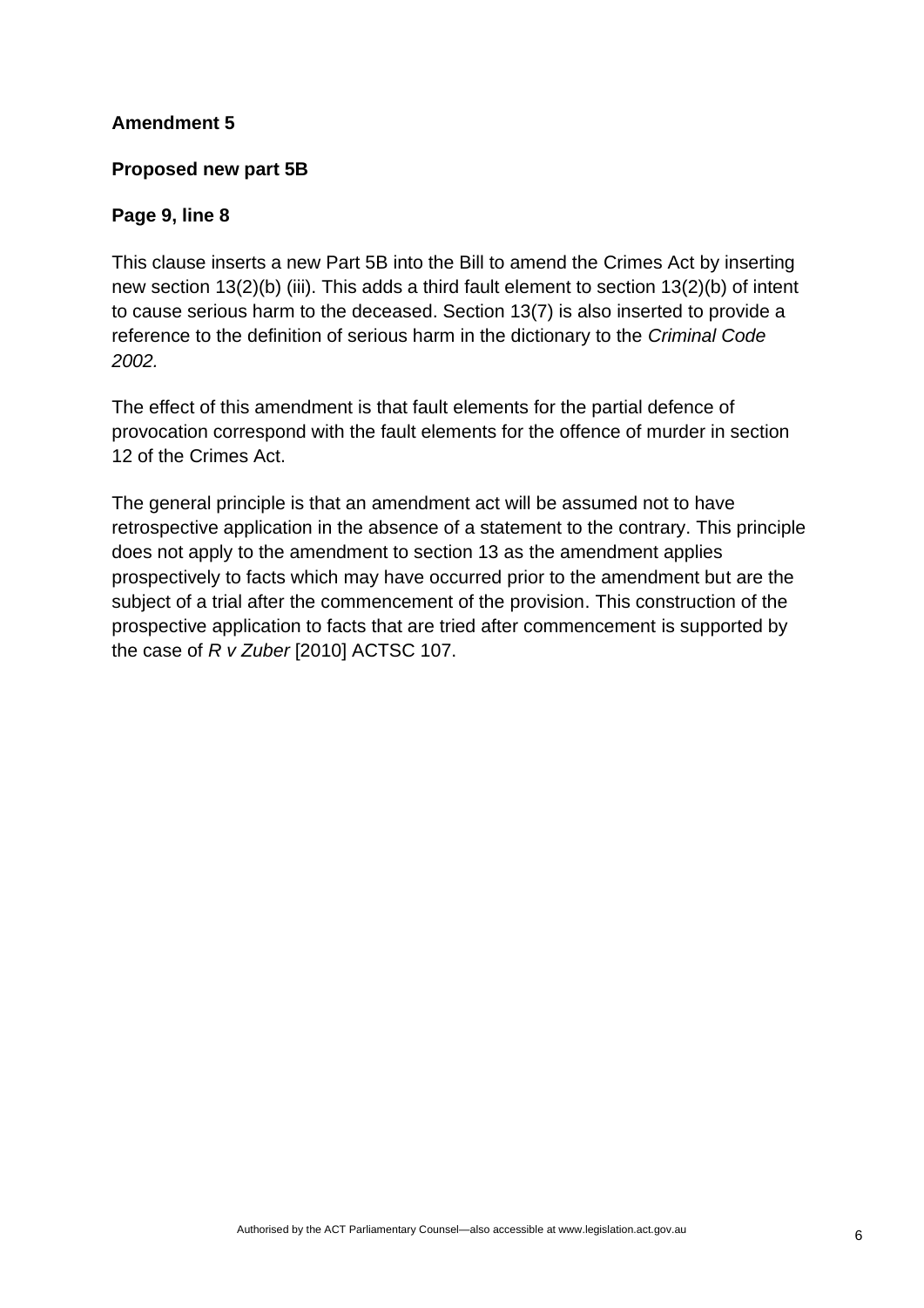**Amendment 5**

**Proposed new part 5B**

**Page 9, line 8**

This clause inserts a new Part 5B into the Bill to amend the Crimes Act by inserting new section 13(2)(b) (iii). This adds a third fault element to section 13(2)(b) of intent to cause serious harm to the deceased. Section 13(7) is also inserted to provide a reference to the definition of serious harm in the dictionary to the *Criminal Code 2002.*

The effect of this amendment is that fault elements for the partial defence of provocation correspond with the fault elements for the offence of murder in section 12 of the Crimes Act.

The general principle is that an amendment act will be assumed not to have retrospective application in the absence of a statement to the contrary. This principle does not apply to the amendment to section 13 as the amendment applies prospectively to facts which may have occurred prior to the amendment but are the subject of a trial after the commencement of the provision. This construction of the prospective application to facts that are tried after commencement is supported by the case of *R v Zuber* [2010] ACTSC 107.